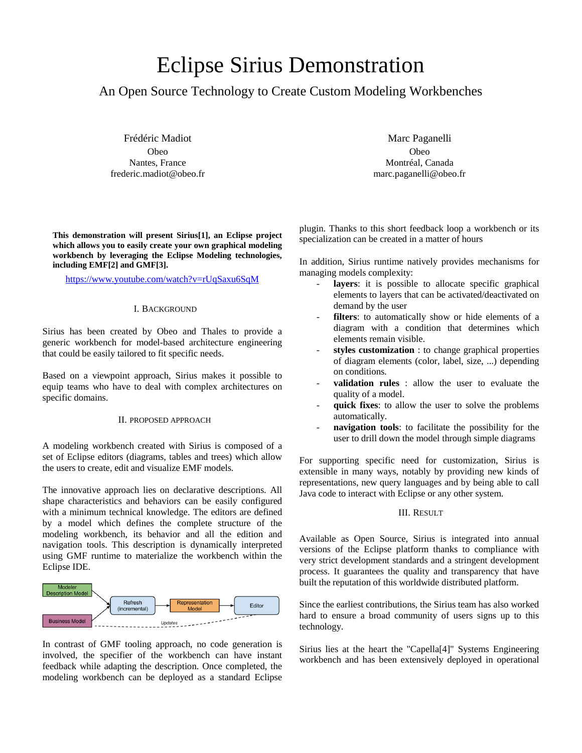# Eclipse Sirius Demonstration

## An Open Source Technology to Create Custom Modeling Workbenches

Frédéric Madiot
Obeo
Nantes, France
frederic.madiot@obeo.fr

Marc Paganelli
Obeo
Montréal, Canada
marc.paganelli@obeo.fr

**This demonstration will present Sirius[1], an Eclipse project which allows you to easily create your own graphical modeling workbench by leveraging the Eclipse Modeling technologies, including EMF[2] and GMF[3].**

https://www.youtube.com/watch?v=rUqSaxu6SqM

### I. Background

Sirius has been created by Obeo and Thales to provide a generic workbench for model-based architecture engineering that could be easily tailored to fit specific needs.

Based on a viewpoint approach, Sirius makes it possible to equip teams who have to deal with complex architectures on specific domains.

### II. Proposed Approach

A modeling workbench created with Sirius is composed of a set of Eclipse editors (diagrams, tables and trees) which allow the users to create, edit and visualize EMF models.

The innovative approach lies on declarative descriptions. All shape characteristics and behaviors can be easily configured with a minimum technical knowledge. The editors are defined by a model which defines the complete structure of the modeling workbench, its behavior and all the edition and navigation tools. This description is dynamically interpreted using GMF runtime to materialize the workbench within the Eclipse IDE.

Modeler Description Model → Refresh (incremental) ← Business Model; Refresh (incremental) → Representation Model → Editor; Editor - - Updates - - → Business Model

In contrast of GMF tooling approach, no code generation is involved, the specifier of the workbench can have instant feedback while adapting the description. Once completed, the modeling workbench can be deployed as a standard Eclipse plugin. Thanks to this short feedback loop a workbench or its specialization can be created in a matter of hours

In addition, Sirius runtime natively provides mechanisms for managing models complexity:

- **layers**: it is possible to allocate specific graphical elements to layers that can be activated/deactivated on demand by the user
- **filters**: to automatically show or hide elements of a diagram with a condition that determines which elements remain visible.
- **styles customization** : to change graphical properties of diagram elements (color, label, size, ...) depending on conditions.
- **validation rules** : allow the user to evaluate the quality of a model.
- **quick fixes**: to allow the user to solve the problems automatically.
- **navigation tools**: to facilitate the possibility for the user to drill down the model through simple diagrams

For supporting specific need for customization, Sirius is extensible in many ways, notably by providing new kinds of representations, new query languages and by being able to call Java code to interact with Eclipse or any other system.

### III. Result

Available as Open Source, Sirius is integrated into annual versions of the Eclipse platform thanks to compliance with very strict development standards and a stringent development process. It guarantees the quality and transparency that have built the reputation of this worldwide distributed platform.

Since the earliest contributions, the Sirius team has also worked hard to ensure a broad community of users signs up to this technology.

Sirius lies at the heart the "Capella[4]" Systems Engineering workbench and has been extensively deployed in operational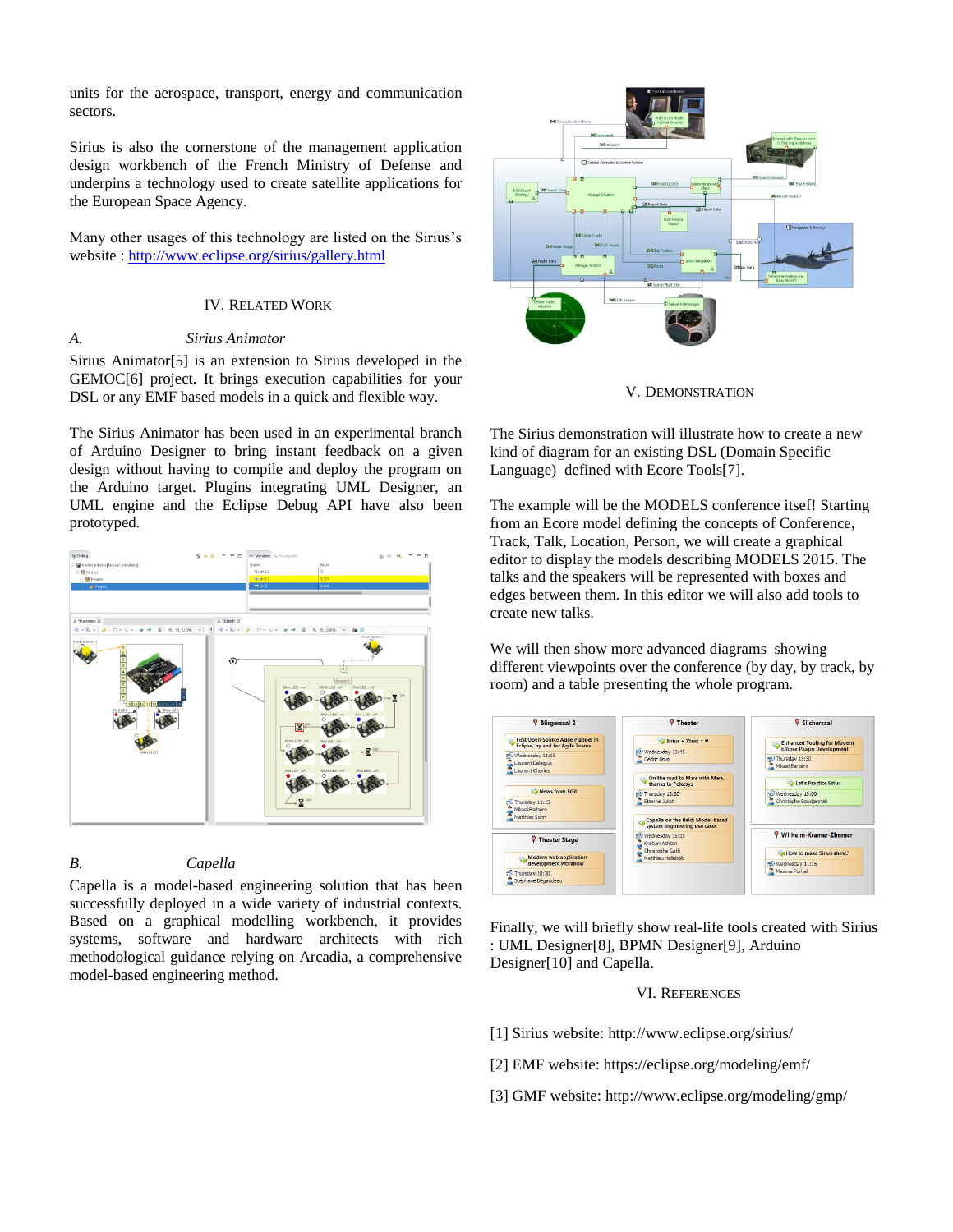units for the aerospace, transport, energy and communication sectors.

Sirius is also the cornerstone of the management application design workbench of the French Ministry of Defense and underpins a technology used to create satellite applications for the European Space Agency.

Many other usages of this technology are listed on the Sirius's website : http://www.eclipse.org/sirius/gallery.html

## IV. Related Work

### A. Sirius Animator

Sirius Animator[5] is an extension to Sirius developed in the GEMOC[6] project. It brings execution capabilities for your DSL or any EMF based models in a quick and flexible way.

The Sirius Animator has been used in an experimental branch of Arduino Designer to bring instant feedback on a given design without having to compile and deploy the program on the Arduino target. Plugins integrating UML Designer, an UML engine and the Eclipse Debug API have also been prototyped.

### B. Capella

Capella is a model-based engineering solution that has been successfully deployed in a wide variety of industrial contexts. Based on a graphical modelling workbench, it provides systems, software and hardware architects with rich methodological guidance relying on Arcadia, a comprehensive model-based engineering method.

## V. Demonstration

The Sirius demonstration will illustrate how to create a new kind of diagram for an existing DSL (Domain Specific Language) defined with Ecore Tools[7].

The example will be the MODELS conference itsef! Starting from an Ecore model defining the concepts of Conference, Track, Talk, Location, Person, we will create a graphical editor to display the models describing MODELS 2015. The talks and the speakers will be represented with boxes and edges between them. In this editor we will also add tools to create new talks.

We will then show more advanced diagrams showing different viewpoints over the conference (by day, by track, by room) and a table presenting the whole program.

Finally, we will briefly show real-life tools created with Sirius : UML Designer[8], BPMN Designer[9], Arduino Designer[10] and Capella.

## VI. References

[1] Sirius website: http://www.eclipse.org/sirius/

[2] EMF website: https://eclipse.org/modeling/emf/

[3] GMF website: http://www.eclipse.org/modeling/gmp/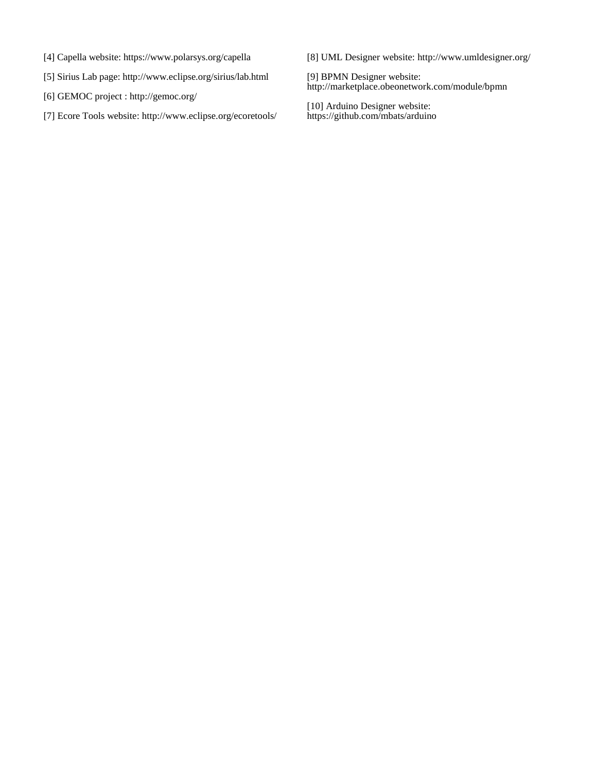[4] Capella website: https://www.polarsys.org/capella

[5] Sirius Lab page: http://www.eclipse.org/sirius/lab.html

[6] GEMOC project : http://gemoc.org/

[7] Ecore Tools website: http://www.eclipse.org/ecoretools/

[8] UML Designer website: http://www.umldesigner.org/

[9] BPMN Designer website: http://marketplace.obeonetwork.com/module/bpmn

[10] Arduino Designer website: https://github.com/mbats/arduino